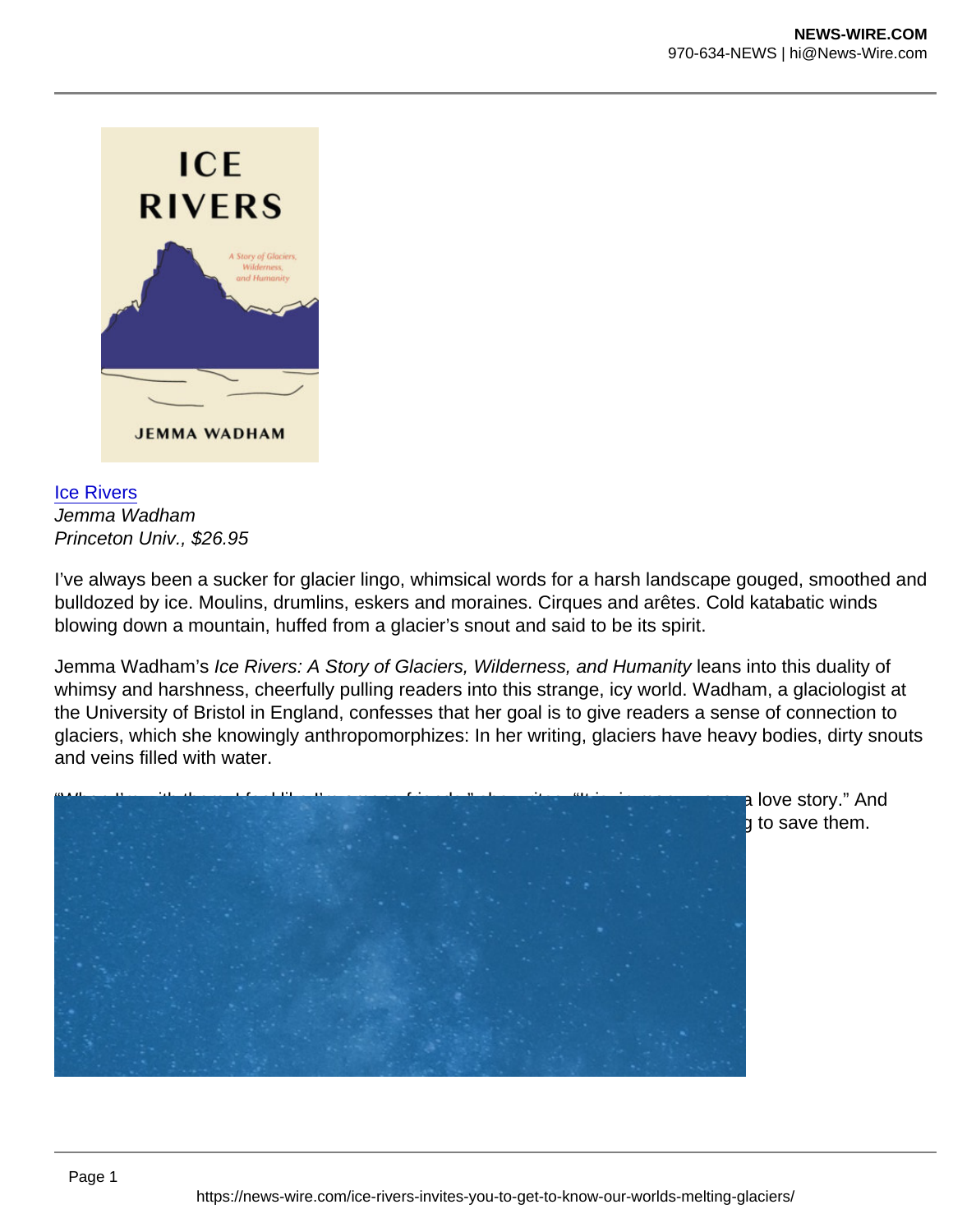[Ice Rivers](Ice Rivers)
*Jemma Wadham*
*Princeton Univ., $26.95*

I've always been a sucker for glacier lingo, whimsical words for a harsh landscape gouged, smoothed and bulldozed by ice. Moulins, drumlins, eskers and moraines. Cirques and arêtes. Cold katabatic winds blowing down a mountain, huffed from a glacier's snout and said to be its spirit.

Jemma Wadham's *Ice Rivers: A Story of Glaciers, Wilderness, and Humanity* leans into this duality of whimsy and harshness, cheerfully pulling readers into this strange, icy world. Wadham, a glaciologist at the University of Bristol in England, confesses that her goal is to give readers a sense of connection to glaciers, which she knowingly anthropomorphizes: In her writing, glaciers have heavy bodies, dirty snouts and veins filled with water.

a love story." And g to save them.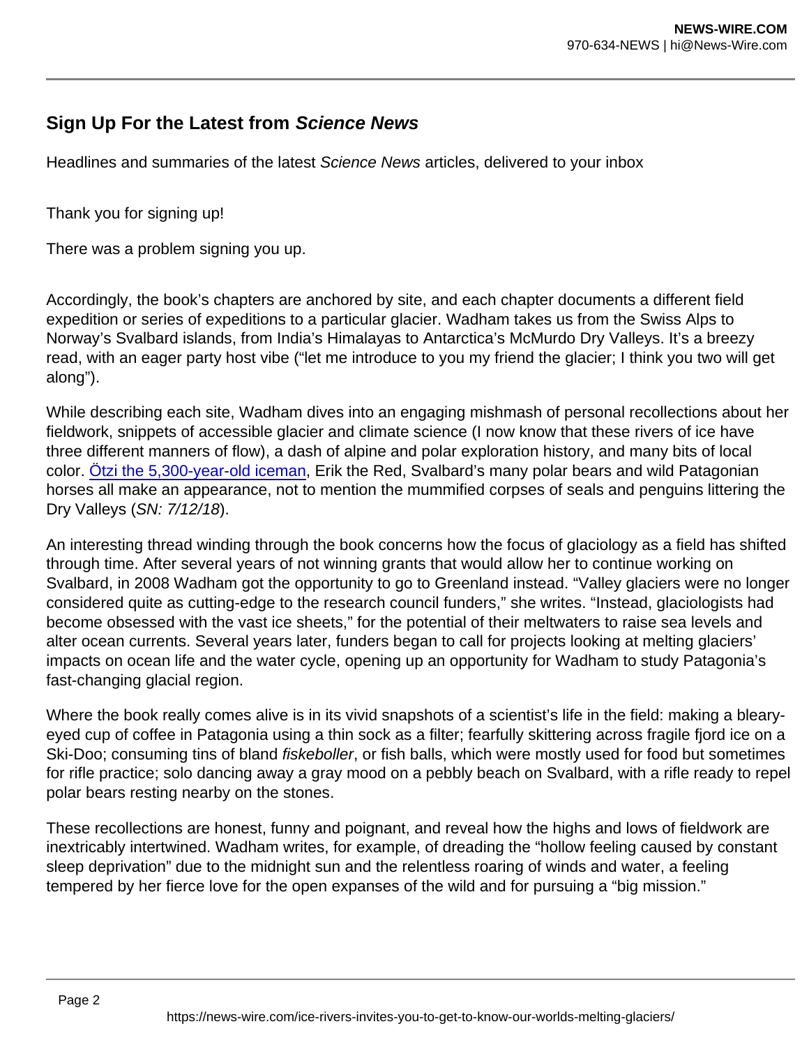## Sign Up For the Latest from *Science News*

Headlines and summaries of the latest *Science News* articles, delivered to your inbox

Thank you for signing up!

There was a problem signing you up.

Accordingly, the book's chapters are anchored by site, and each chapter documents a different field expedition or series of expeditions to a particular glacier. Wadham takes us from the Swiss Alps to Norway's Svalbard islands, from India's Himalayas to Antarctica's McMurdo Dry Valleys. It's a breezy read, with an eager party host vibe ("let me introduce to you my friend the glacier; I think you two will get along").

While describing each site, Wadham dives into an engaging mishmash of personal recollections about her fieldwork, snippets of accessible glacier and climate science (I now know that these rivers of ice have three different manners of flow), a dash of alpine and polar exploration history, and many bits of local color. Ötzi the 5,300-year-old iceman, Erik the Red, Svalbard's many polar bears and wild Patagonian horses all make an appearance, not to mention the mummified corpses of seals and penguins littering the Dry Valleys (*SN: 7/12/18*).

An interesting thread winding through the book concerns how the focus of glaciology as a field has shifted through time. After several years of not winning grants that would allow her to continue working on Svalbard, in 2008 Wadham got the opportunity to go to Greenland instead. "Valley glaciers were no longer considered quite as cutting-edge to the research council funders," she writes. "Instead, glaciologists had become obsessed with the vast ice sheets," for the potential of their meltwaters to raise sea levels and alter ocean currents. Several years later, funders began to call for projects looking at melting glaciers' impacts on ocean life and the water cycle, opening up an opportunity for Wadham to study Patagonia's fast-changing glacial region.

Where the book really comes alive is in its vivid snapshots of a scientist's life in the field: making a bleary-eyed cup of coffee in Patagonia using a thin sock as a filter; fearfully skittering across fragile fjord ice on a Ski-Doo; consuming tins of bland *fiskeboller*, or fish balls, which were mostly used for food but sometimes for rifle practice; solo dancing away a gray mood on a pebbly beach on Svalbard, with a rifle ready to repel polar bears resting nearby on the stones.

These recollections are honest, funny and poignant, and reveal how the highs and lows of fieldwork are inextricably intertwined. Wadham writes, for example, of dreading the "hollow feeling caused by constant sleep deprivation" due to the midnight sun and the relentless roaring of winds and water, a feeling tempered by her fierce love for the open expanses of the wild and for pursuing a "big mission."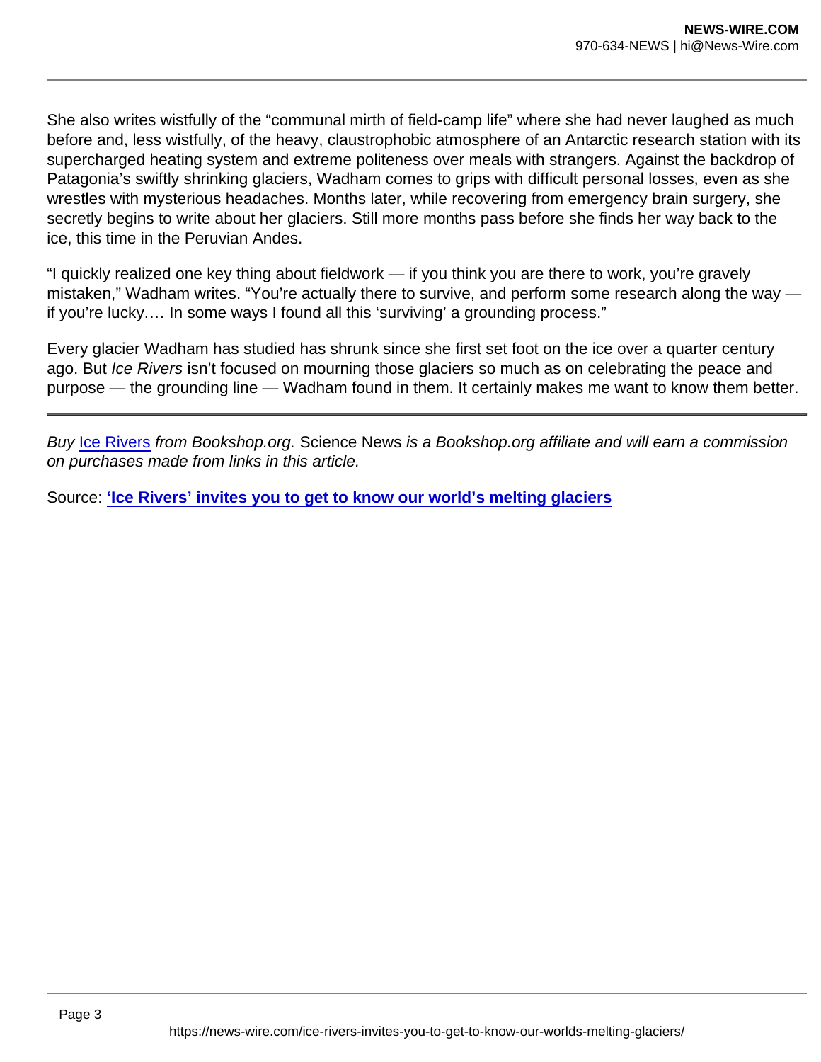She also writes wistfully of the "communal mirth of field-camp life" where she had never laughed as much before and, less wistfully, of the heavy, claustrophobic atmosphere of an Antarctic research station with its supercharged heating system and extreme politeness over meals with strangers. Against the backdrop of Patagonia's swiftly shrinking glaciers, Wadham comes to grips with difficult personal losses, even as she wrestles with mysterious headaches. Months later, while recovering from emergency brain surgery, she secretly begins to write about her glaciers. Still more months pass before she finds her way back to the ice, this time in the Peruvian Andes.

"I quickly realized one key thing about fieldwork — if you think you are there to work, you're gravely mistaken," Wadham writes. "You're actually there to survive, and perform some research along the way — if you're lucky…. In some ways I found all this 'surviving' a grounding process."

Every glacier Wadham has studied has shrunk since she first set foot on the ice over a quarter century ago. But *Ice Rivers* isn't focused on mourning those glaciers so much as on celebrating the peace and purpose — the grounding line — Wadham found in them. It certainly makes me want to know them better.

---

*Buy* Ice Rivers *from Bookshop.org.* Science News *is a Bookshop.org affiliate and will earn a commission on purchases made from links in this article.*

Source: **'Ice Rivers' invites you to get to know our world's melting glaciers**